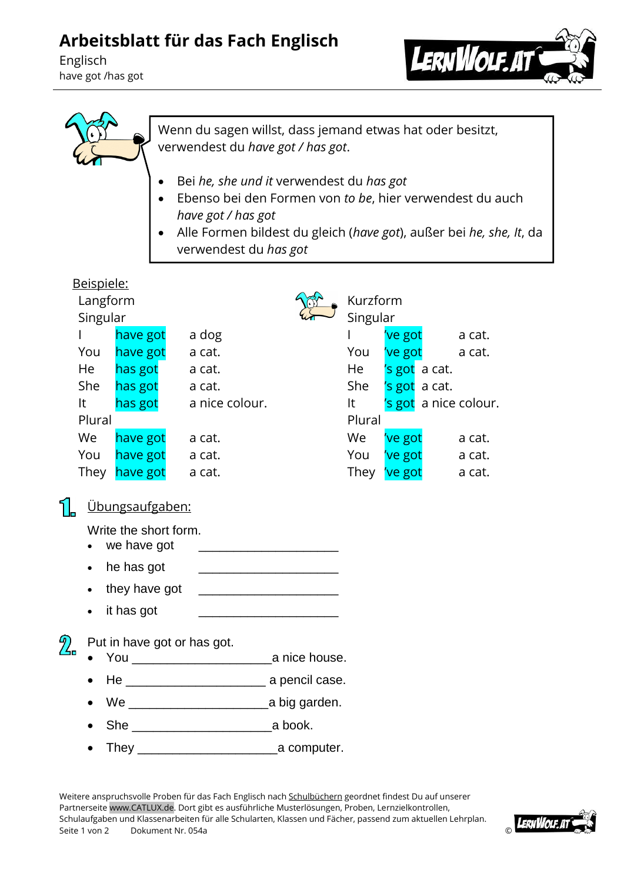# Arbeitsblatt für das Fach Englisch

Englisch
have got /has got

Wenn du sagen willst, dass jemand etwas hat oder besitzt, verwendest du *have got / has got*.

- Bei *he, she und it* verwendest du *has got*
- Ebenso bei den Formen von *to be*, hier verwendest du auch *have got / has got*
- Alle Formen bildest du gleich (*have got*), außer bei *he, she, It*, da verwendest du *has got*

Beispiele:

Langform

| Singular | | |
|---|---|---|
| I | have got | a dog |
| You | have got | a cat. |
| He | has got | a cat. |
| She | has got | a cat. |
| It | has got | a nice colour. |
| **Plural** | | |
| We | have got | a cat. |
| You | have got | a cat. |
| They | have got | a cat. |

Kurzform

| Singular | | |
|---|---|---|
| I | 've got | a cat. |
| You | 've got | a cat. |
| He | 's got | a cat. |
| She | 's got | a cat. |
| It | 's got | a nice colour. |
| **Plural** | | |
| We | 've got | a cat. |
| You | 've got | a cat. |
| They | 've got | a cat. |

## 1. Übungsaufgaben:

Write the short form.

- we have got ____________________
- he has got ____________________
- they have got ____________________
- it has got ____________________

## 2.

Put in have got or has got.

- You ____________________a nice house.
- He ____________________ a pencil case.
- We ____________________a big garden.
- She ____________________a book.
- They ____________________a computer.

Weitere anspruchsvolle Proben für das Fach Englisch nach Schulbüchern geordnet findest Du auf unserer Partnerseite www.CATLUX.de. Dort gibt es ausführliche Musterlösungen, Proben, Lernzielkontrollen, Schulaufgaben und Klassenarbeiten für alle Schularten, Klassen und Fächer, passend zum aktuellen Lehrplan.

Dokument Nr. 054a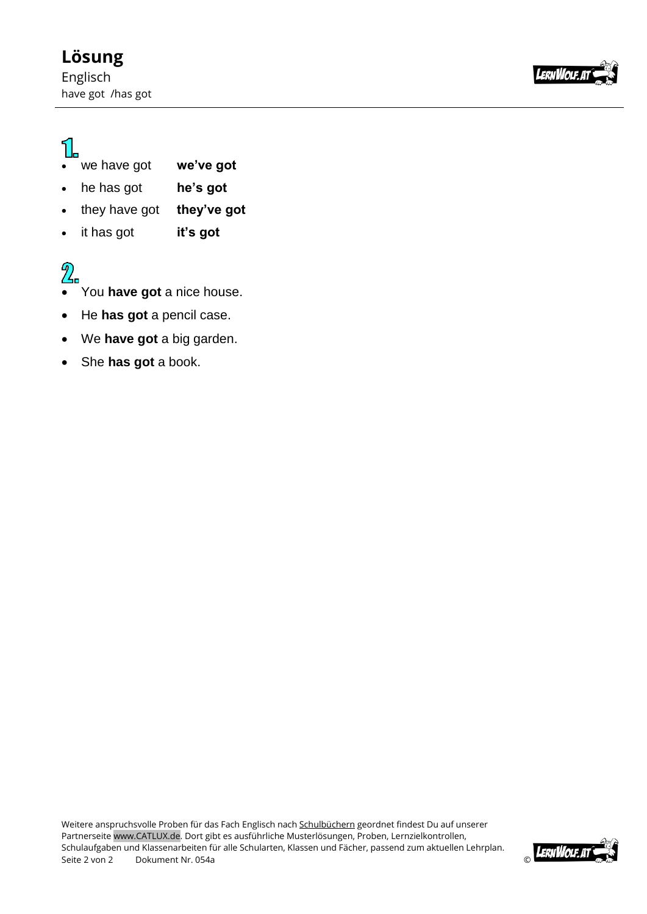# Lösung

Englisch

have got /has got

## 1.

- we have got **we've got**
- he has got **he's got**
- they have got **they've got**
- it has got **it's got**

## 2.

- You **have got** a nice house.
- He **has got** a pencil case.
- We **have got** a big garden.
- She **has got** a book.

Weitere anspruchsvolle Proben für das Fach Englisch nach Schulbüchern geordnet findest Du auf unserer Partnerseite www.CATLUX.de. Dort gibt es ausführliche Musterlösungen, Proben, Lernzielkontrollen, Schulaufgaben und Klassenarbeiten für alle Schularten, Klassen und Fächer, passend zum aktuellen Lehrplan.